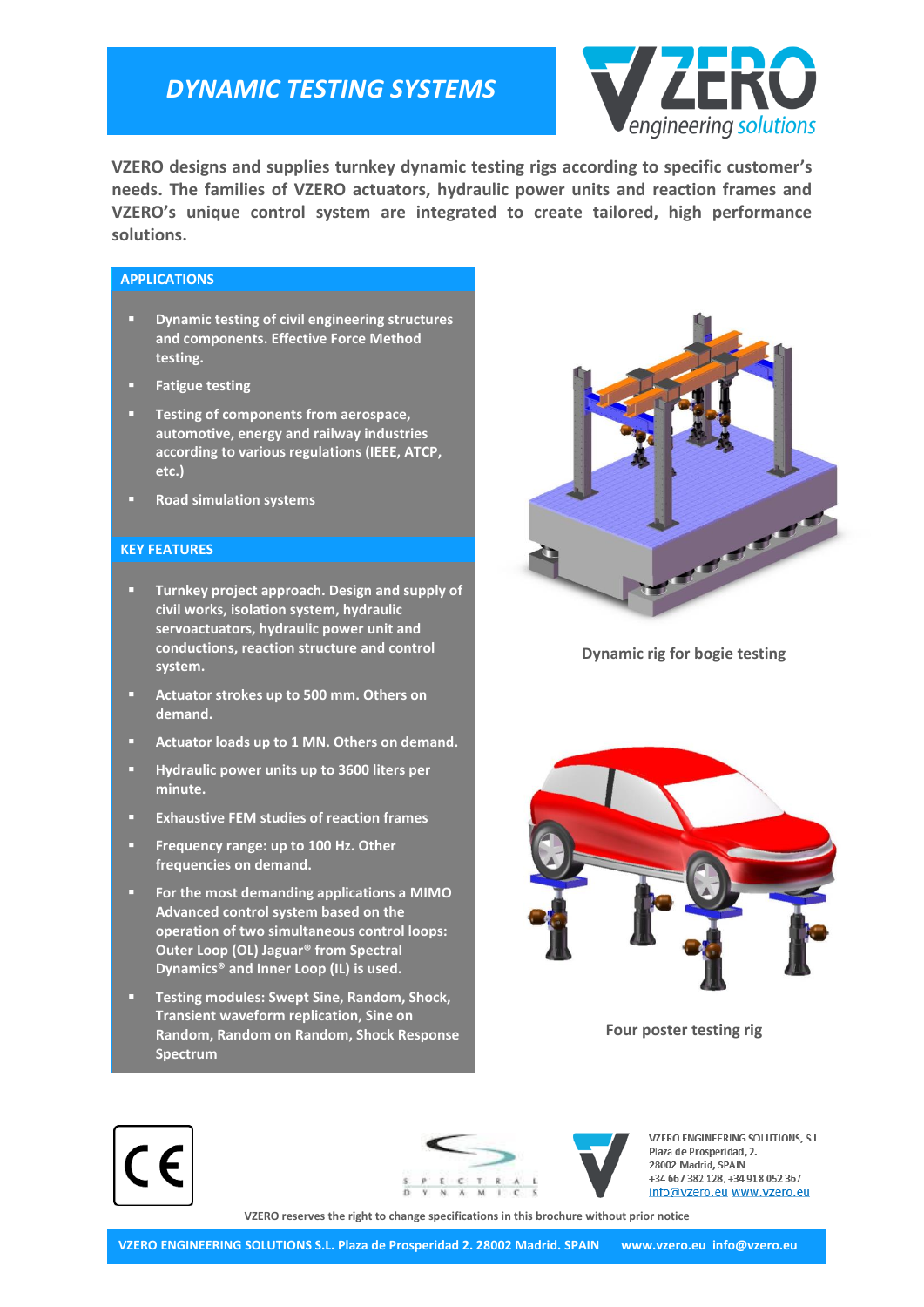# DYNAMIC TESTING SYSTEMS

**VZERO designs and supplies turnkey dynamic testing rigs according to specific customer's needs. The families of VZERO actuators, hydraulic power units and reaction frames and VZERO's unique control system are integrated to create tailored, high performance solutions.**

## APPLICATIONS

- Dynamic testing of civil engineering structures and components. Effective Force Method testing.
- Fatigue testing
- Testing of components from aerospace, automotive, energy and railway industries according to various regulations (IEEE, ATCP, etc.)
- Road simulation systems

## KEY FEATURES

- Turnkey project approach. Design and supply of civil works, isolation system, hydraulic servoactuators, hydraulic power unit and conductions, reaction structure and control system.
- Actuator strokes up to 500 mm. Others on demand.
- Actuator loads up to 1 MN. Others on demand.
- Hydraulic power units up to 3600 liters per minute.
- Exhaustive FEM studies of reaction frames
- Frequency range: up to 100 Hz. Other frequencies on demand.
- For the most demanding applications a MIMO Advanced control system based on the operation of two simultaneous control loops: Outer Loop (OL) Jaguar® from Spectral Dynamics® and Inner Loop (IL) is used.
- Testing modules: Swept Sine, Random, Shock, Transient waveform replication, Sine on Random, Random on Random, Shock Response Spectrum

Dynamic rig for bogie testing

Four poster testing rig

VZERO ENGINEERING SOLUTIONS, S.L.
Plaza de Prosperidad, 2.
28002 Madrid, SPAIN
+34 667 382 128, +34 918 052 367
info@vzero.eu www.vzero.eu

VZERO reserves the right to change specifications in this brochure without prior notice

VZERO ENGINEERING SOLUTIONS S.L. Plaza de Prosperidad 2. 28002 Madrid. SPAIN www.vzero.eu info@vzero.eu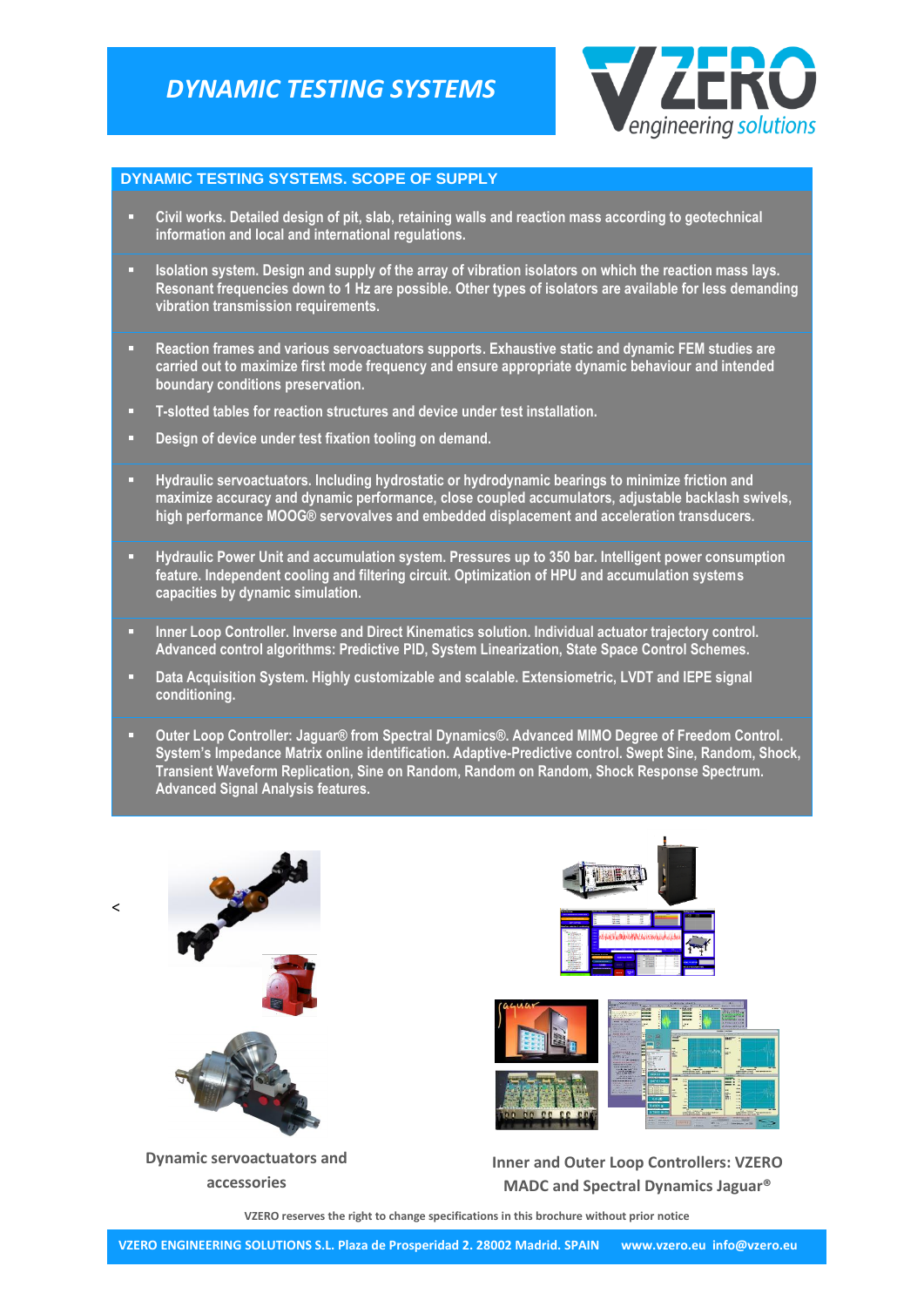# DYNAMIC TESTING SYSTEMS

## DYNAMIC TESTING SYSTEMS. SCOPE OF SUPPLY

- Civil works. Detailed design of pit, slab, retaining walls and reaction mass according to geotechnical information and local and international regulations.
- Isolation system. Design and supply of the array of vibration isolators on which the reaction mass lays. Resonant frequencies down to 1 Hz are possible. Other types of isolators are available for less demanding vibration transmission requirements.
- Reaction frames and various servoactuators supports. Exhaustive static and dynamic FEM studies are carried out to maximize first mode frequency and ensure appropriate dynamic behaviour and intended boundary conditions preservation.
- T-slotted tables for reaction structures and device under test installation.
- Design of device under test fixation tooling on demand.

- Hydraulic servoactuators. Including hydrostatic or hydrodynamic bearings to minimize friction and maximize accuracy and dynamic performance, close coupled accumulators, adjustable backlash swivels, high performance MOOG® servovalves and embedded displacement and acceleration transducers.
- Hydraulic Power Unit and accumulation system. Pressures up to 350 bar. Intelligent power consumption feature. Independent cooling and filtering circuit. Optimization of HPU and accumulation systems capacities by dynamic simulation.
- Inner Loop Controller. Inverse and Direct Kinematics solution. Individual actuator trajectory control. Advanced control algorithms: Predictive PID, System Linearization, State Space Control Schemes.
- Data Acquisition System. Highly customizable and scalable. Extensiometric, LVDT and IEPE signal conditioning.
- Outer Loop Controller: Jaguar® from Spectral Dynamics®. Advanced MIMO Degree of Freedom Control. System's Impedance Matrix online identification. Adaptive-Predictive control. Swept Sine, Random, Shock, Transient Waveform Replication, Sine on Random, Random on Random, Shock Response Spectrum. Advanced Signal Analysis features.

Dynamic servoactuators and accessories

Inner and Outer Loop Controllers: VZERO MADC and Spectral Dynamics Jaguar®

VZERO reserves the right to change specifications in this brochure without prior notice

VZERO ENGINEERING SOLUTIONS S.L. Plaza de Prosperidad 2. 28002 Madrid. SPAIN www.vzero.eu info@vzero.eu